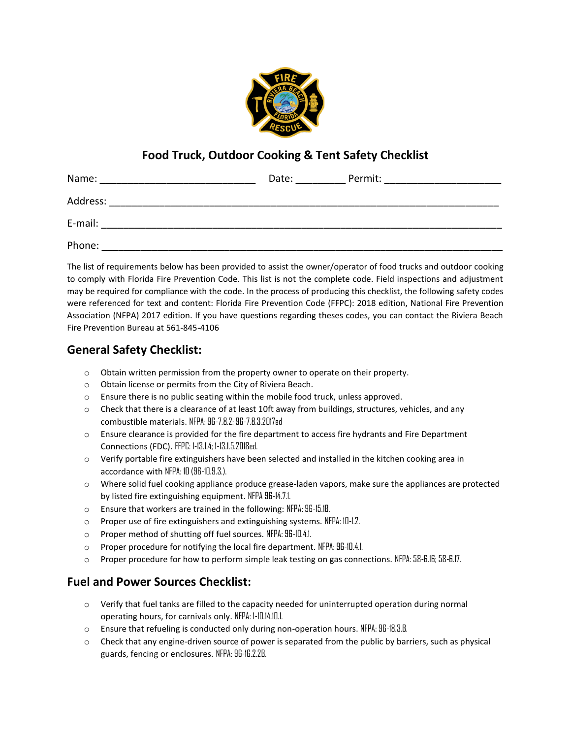# Food Truck, Outdoor Cooking & Tent Safety Checklist

Name: ____________________________ Date: _________ Permit: _____________________

Address: _______________________________________________________________________

E-mail: ________________________________________________________________________

Phone: ________________________________________________________________________

The list of requirements below has been provided to assist the owner/operator of food trucks and outdoor cooking to comply with Florida Fire Prevention Code. This list is not the complete code. Field inspections and adjustment may be required for compliance with the code. In the process of producing this checklist, the following safety codes were referenced for text and content: Florida Fire Prevention Code (FFPC): 2018 edition, National Fire Prevention Association (NFPA) 2017 edition. If you have questions regarding theses codes, you can contact the Riviera Beach Fire Prevention Bureau at 561-845-4106

## General Safety Checklist:

- Obtain written permission from the property owner to operate on their property.
- Obtain license or permits from the City of Riviera Beach.
- Ensure there is no public seating within the mobile food truck, unless approved.
- Check that there is a clearance of at least 10ft away from buildings, structures, vehicles, and any combustible materials. NFPA: 96-7.8.2; 96-7.8.3.2017ed
- Ensure clearance is provided for the fire department to access fire hydrants and Fire Department Connections (FDC). FFPC: 1-13.1.4; 1-13.1.5.2018ed.
- Verify portable fire extinguishers have been selected and installed in the kitchen cooking area in accordance with NFPA: 10 (96-10.9.3.).
- Where solid fuel cooking appliance produce grease-laden vapors, make sure the appliances are protected by listed fire extinguishing equipment. NFPA 96-14.7.1.
- Ensure that workers are trained in the following: NFPA: 96-15.18.
- Proper use of fire extinguishers and extinguishing systems. NFPA: 10-1.2.
- Proper method of shutting off fuel sources. NFPA: 96-10.4.1.
- Proper procedure for notifying the local fire department. NFPA: 96-10.4.1.
- Proper procedure for how to perform simple leak testing on gas connections. NFPA: 58-6.16; 58-6.17.

## Fuel and Power Sources Checklist:

- Verify that fuel tanks are filled to the capacity needed for uninterrupted operation during normal operating hours, for carnivals only. NFPA: 1-10.14.10.1.
- Ensure that refueling is conducted only during non-operation hours. NFPA: 96-18.3.8.
- Check that any engine-driven source of power is separated from the public by barriers, such as physical guards, fencing or enclosures. NFPA: 96-16.2.28.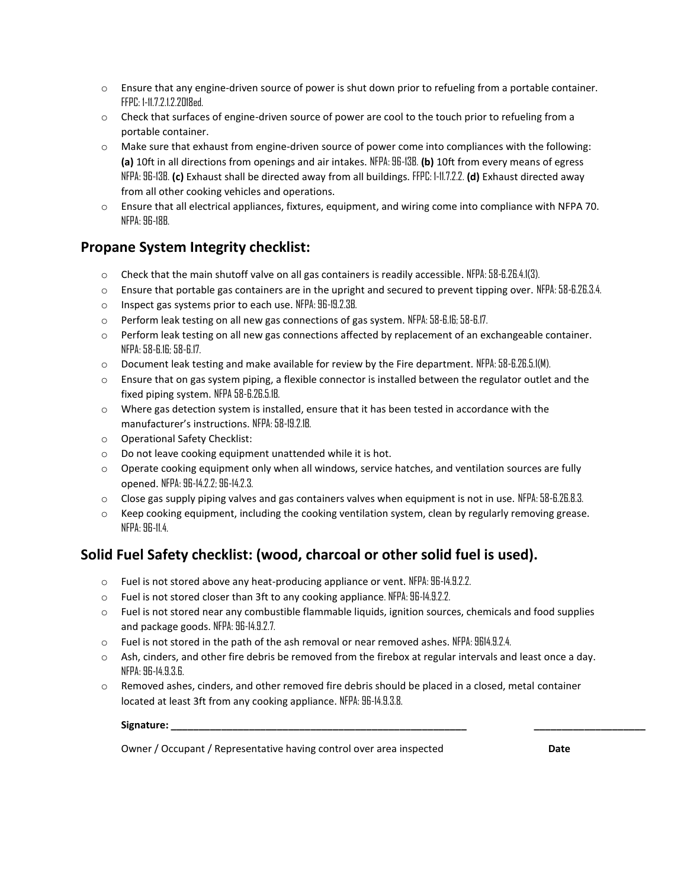- Ensure that any engine-driven source of power is shut down prior to refueling from a portable container. FFPC: 1-11.7.2.1.2.2018ed.
- Check that surfaces of engine-driven source of power are cool to the touch prior to refueling from a portable container.
- Make sure that exhaust from engine-driven source of power come into compliances with the following: **(a)** 10ft in all directions from openings and air intakes. NFPA: 96-13B. **(b)** 10ft from every means of egress NFPA: 96-13B. **(c)** Exhaust shall be directed away from all buildings. FFPC: 1-11.7.2.2. **(d)** Exhaust directed away from all other cooking vehicles and operations.
- Ensure that all electrical appliances, fixtures, equipment, and wiring come into compliance with NFPA 70. NFPA: 96-18B.

## Propane System Integrity checklist:

- Check that the main shutoff valve on all gas containers is readily accessible. NFPA: 58-6.26.4.1(3).
- Ensure that portable gas containers are in the upright and secured to prevent tipping over. NFPA: 58-6.26.3.4.
- Inspect gas systems prior to each use. NFPA: 96-19.2.3B.
- Perform leak testing on all new gas connections of gas system. NFPA: 58-6.16; 58-6.17.
- Perform leak testing on all new gas connections affected by replacement of an exchangeable container. NFPA: 58-6.16; 58-6.17.
- Document leak testing and make available for review by the Fire department. NFPA: 58-6.26.5.1(M).
- Ensure that on gas system piping, a flexible connector is installed between the regulator outlet and the fixed piping system. NFPA 58-6.26.5.1B.
- Where gas detection system is installed, ensure that it has been tested in accordance with the manufacturer's instructions. NFPA: 58-19.2.1B.
- Operational Safety Checklist:
- Do not leave cooking equipment unattended while it is hot.
- Operate cooking equipment only when all windows, service hatches, and ventilation sources are fully opened. NFPA: 96-14.2.2; 96-14.2.3.
- Close gas supply piping valves and gas containers valves when equipment is not in use. NFPA: 58-6.26.8.3.
- Keep cooking equipment, including the cooking ventilation system, clean by regularly removing grease. NFPA: 96-11.4.

## Solid Fuel Safety checklist: (wood, charcoal or other solid fuel is used).

- Fuel is not stored above any heat-producing appliance or vent. NFPA: 96-14.9.2.2.
- Fuel is not stored closer than 3ft to any cooking appliance. NFPA: 96-14.9.2.2.
- Fuel is not stored near any combustible flammable liquids, ignition sources, chemicals and food supplies and package goods. NFPA: 96-14.9.2.7.
- Fuel is not stored in the path of the ash removal or near removed ashes. NFPA: 9614.9.2.4.
- Ash, cinders, and other fire debris be removed from the firebox at regular intervals and least once a day. NFPA: 96-14.9.3.6.
- Removed ashes, cinders, and other removed fire debris should be placed in a closed, metal container located at least 3ft from any cooking appliance. NFPA: 96-14.9.3.8.

**Signature:** ______________________________________________ ____________________

Owner / Occupant / Representative having control over area inspected **Date**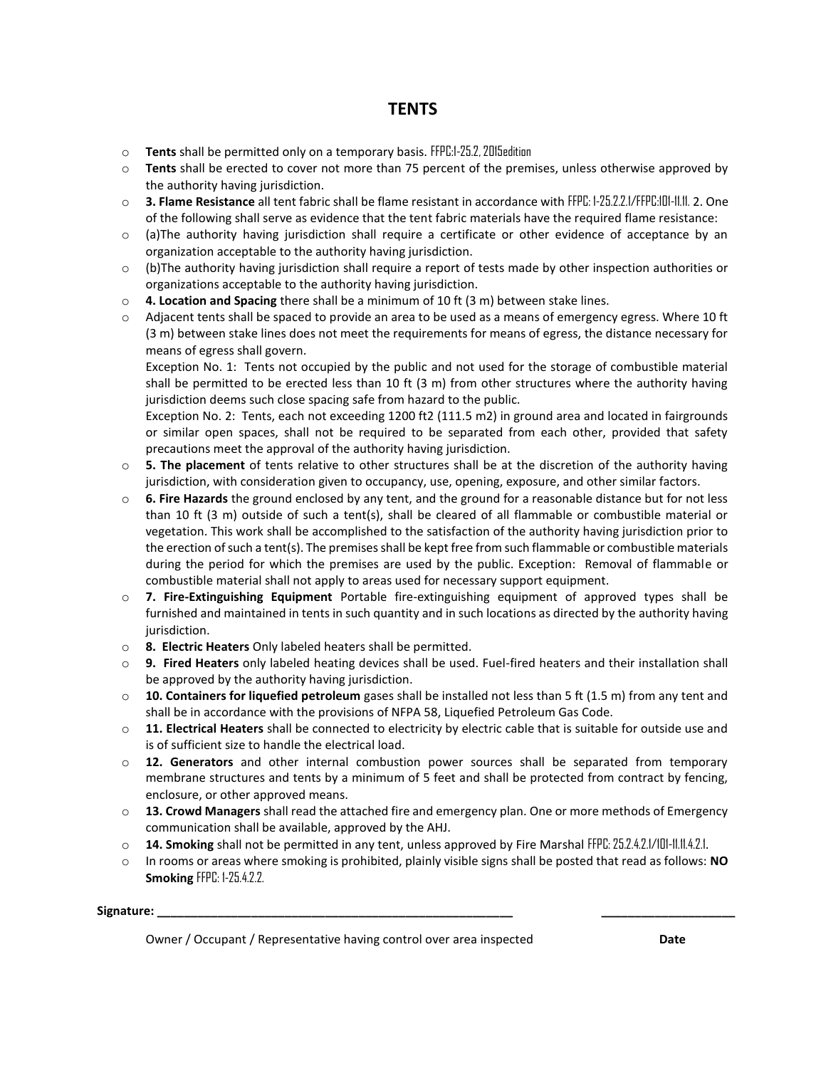# TENTS

- **Tents** shall be permitted only on a temporary basis. FFPC:1-25.2, 2015edition
- **Tents** shall be erected to cover not more than 75 percent of the premises, unless otherwise approved by the authority having jurisdiction.
- **3. Flame Resistance** all tent fabric shall be flame resistant in accordance with FFPC: 1-25.2.2.1/FFPC:101-11.11. 2. One of the following shall serve as evidence that the tent fabric materials have the required flame resistance:
- (a)The authority having jurisdiction shall require a certificate or other evidence of acceptance by an organization acceptable to the authority having jurisdiction.
- (b)The authority having jurisdiction shall require a report of tests made by other inspection authorities or organizations acceptable to the authority having jurisdiction.
- **4. Location and Spacing** there shall be a minimum of 10 ft (3 m) between stake lines.
- Adjacent tents shall be spaced to provide an area to be used as a means of emergency egress. Where 10 ft (3 m) between stake lines does not meet the requirements for means of egress, the distance necessary for means of egress shall govern.

  Exception No. 1: Tents not occupied by the public and not used for the storage of combustible material shall be permitted to be erected less than 10 ft (3 m) from other structures where the authority having jurisdiction deems such close spacing safe from hazard to the public.

  Exception No. 2: Tents, each not exceeding 1200 ft2 (111.5 m2) in ground area and located in fairgrounds or similar open spaces, shall not be required to be separated from each other, provided that safety precautions meet the approval of the authority having jurisdiction.
- **5. The placement** of tents relative to other structures shall be at the discretion of the authority having jurisdiction, with consideration given to occupancy, use, opening, exposure, and other similar factors.
- **6. Fire Hazards** the ground enclosed by any tent, and the ground for a reasonable distance but for not less than 10 ft (3 m) outside of such a tent(s), shall be cleared of all flammable or combustible material or vegetation. This work shall be accomplished to the satisfaction of the authority having jurisdiction prior to the erection of such a tent(s). The premises shall be kept free from such flammable or combustible materials during the period for which the premises are used by the public. Exception: Removal of flammable or combustible material shall not apply to areas used for necessary support equipment.
- **7. Fire-Extinguishing Equipment** Portable fire-extinguishing equipment of approved types shall be furnished and maintained in tents in such quantity and in such locations as directed by the authority having jurisdiction.
- **8. Electric Heaters** Only labeled heaters shall be permitted.
- **9. Fired Heaters** only labeled heating devices shall be used. Fuel-fired heaters and their installation shall be approved by the authority having jurisdiction.
- **10. Containers for liquefied petroleum** gases shall be installed not less than 5 ft (1.5 m) from any tent and shall be in accordance with the provisions of NFPA 58, Liquefied Petroleum Gas Code.
- **11. Electrical Heaters** shall be connected to electricity by electric cable that is suitable for outside use and is of sufficient size to handle the electrical load.
- **12. Generators** and other internal combustion power sources shall be separated from temporary membrane structures and tents by a minimum of 5 feet and shall be protected from contract by fencing, enclosure, or other approved means.
- **13. Crowd Managers** shall read the attached fire and emergency plan. One or more methods of Emergency communication shall be available, approved by the AHJ.
- **14. Smoking** shall not be permitted in any tent, unless approved by Fire Marshal FFPC: 25.2.4.2.1/101-11.11.4.2.1.
- In rooms or areas where smoking is prohibited, plainly visible signs shall be posted that read as follows: **NO Smoking** FFPC: 1-25.4.2.2.

**Signature:** ______________________________________________________ ____________________

Owner / Occupant / Representative having control over area inspected **Date**